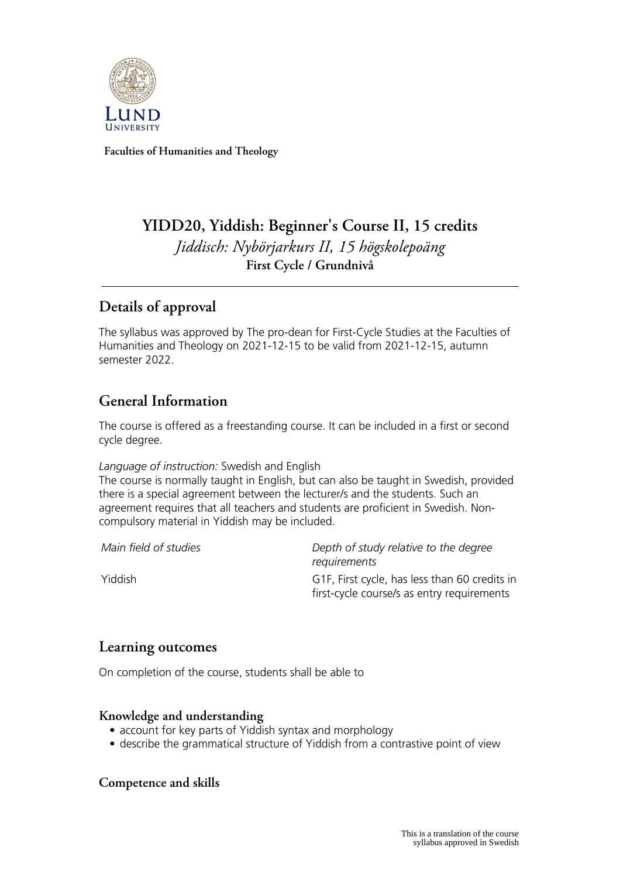**Faculties of Humanities and Theology**

# YIDD20, Yiddish: Beginner's Course II, 15 credits

*Jiddisch: Nybörjarkurs II, 15 högskolepoäng*

**First Cycle / Grundnivå**

## Details of approval

The syllabus was approved by The pro-dean for First-Cycle Studies at the Faculties of Humanities and Theology on 2021-12-15 to be valid from 2021-12-15, autumn semester 2022.

## General Information

The course is offered as a freestanding course. It can be included in a first or second cycle degree.

*Language of instruction:* Swedish and English

The course is normally taught in English, but can also be taught in Swedish, provided there is a special agreement between the lecturer/s and the students. Such an agreement requires that all teachers and students are proficient in Swedish. Non-compulsory material in Yiddish may be included.

| *Main field of studies* | *Depth of study relative to the degree requirements* |
| --- | --- |
| Yiddish | G1F, First cycle, has less than 60 credits in first-cycle course/s as entry requirements |

## Learning outcomes

On completion of the course, students shall be able to

### Knowledge and understanding

- account for key parts of Yiddish syntax and morphology
- describe the grammatical structure of Yiddish from a contrastive point of view

### Competence and skills

This is a translation of the course syllabus approved in Swedish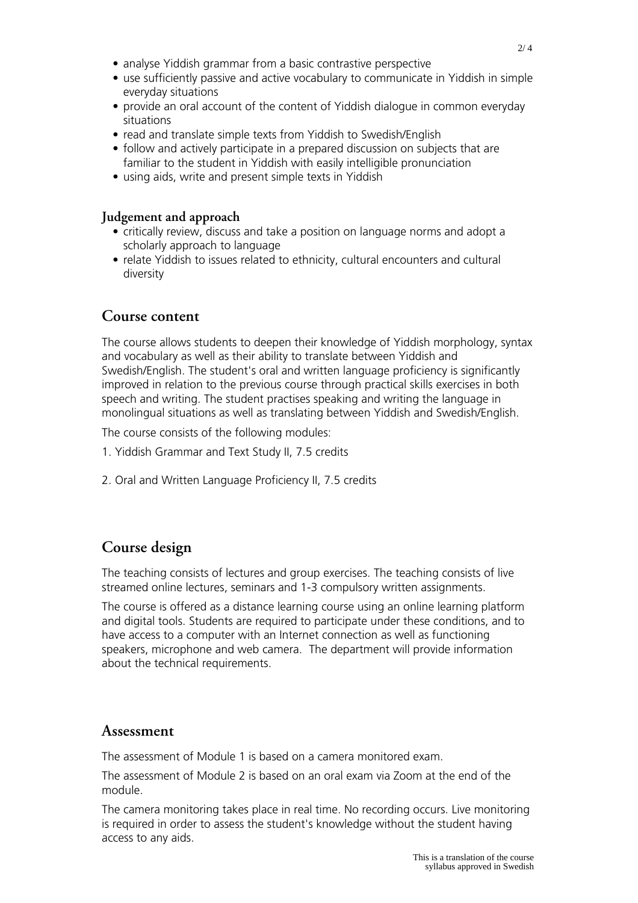- analyse Yiddish grammar from a basic contrastive perspective
- use sufficiently passive and active vocabulary to communicate in Yiddish in simple everyday situations
- provide an oral account of the content of Yiddish dialogue in common everyday situations
- read and translate simple texts from Yiddish to Swedish/English
- follow and actively participate in a prepared discussion on subjects that are familiar to the student in Yiddish with easily intelligible pronunciation
- using aids, write and present simple texts in Yiddish

### Judgement and approach

- critically review, discuss and take a position on language norms and adopt a scholarly approach to language
- relate Yiddish to issues related to ethnicity, cultural encounters and cultural diversity

## Course content

The course allows students to deepen their knowledge of Yiddish morphology, syntax and vocabulary as well as their ability to translate between Yiddish and Swedish/English. The student's oral and written language proficiency is significantly improved in relation to the previous course through practical skills exercises in both speech and writing. The student practises speaking and writing the language in monolingual situations as well as translating between Yiddish and Swedish/English.

The course consists of the following modules:

1. Yiddish Grammar and Text Study II, 7.5 credits

2. Oral and Written Language Proficiency II, 7.5 credits

## Course design

The teaching consists of lectures and group exercises. The teaching consists of live streamed online lectures, seminars and 1-3 compulsory written assignments.

The course is offered as a distance learning course using an online learning platform and digital tools. Students are required to participate under these conditions, and to have access to a computer with an Internet connection as well as functioning speakers, microphone and web camera. The department will provide information about the technical requirements.

## Assessment

The assessment of Module 1 is based on a camera monitored exam.

The assessment of Module 2 is based on an oral exam via Zoom at the end of the module.

The camera monitoring takes place in real time. No recording occurs. Live monitoring is required in order to assess the student's knowledge without the student having access to any aids.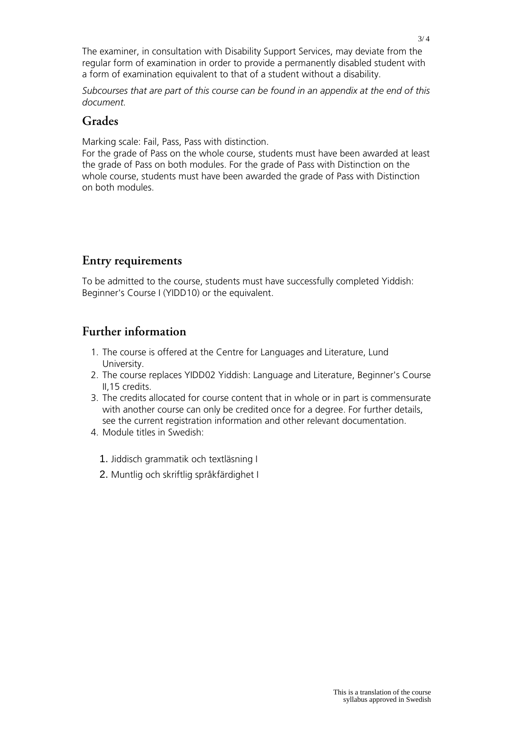The examiner, in consultation with Disability Support Services, may deviate from the regular form of examination in order to provide a permanently disabled student with a form of examination equivalent to that of a student without a disability.

*Subcourses that are part of this course can be found in an appendix at the end of this document.*

## Grades

Marking scale: Fail, Pass, Pass with distinction.
For the grade of Pass on the whole course, students must have been awarded at least the grade of Pass on both modules. For the grade of Pass with Distinction on the whole course, students must have been awarded the grade of Pass with Distinction on both modules.

## Entry requirements

To be admitted to the course, students must have successfully completed Yiddish: Beginner's Course I (YIDD10) or the equivalent.

## Further information

1. The course is offered at the Centre for Languages and Literature, Lund University.
2. The course replaces YIDD02 Yiddish: Language and Literature, Beginner's Course II,15 credits.
3. The credits allocated for course content that in whole or in part is commensurate with another course can only be credited once for a degree. For further details, see the current registration information and other relevant documentation.
4. Module titles in Swedish:

    1. Jiddisch grammatik och textläsning I
    2. Muntlig och skriftlig språkfärdighet I

This is a translation of the course syllabus approved in Swedish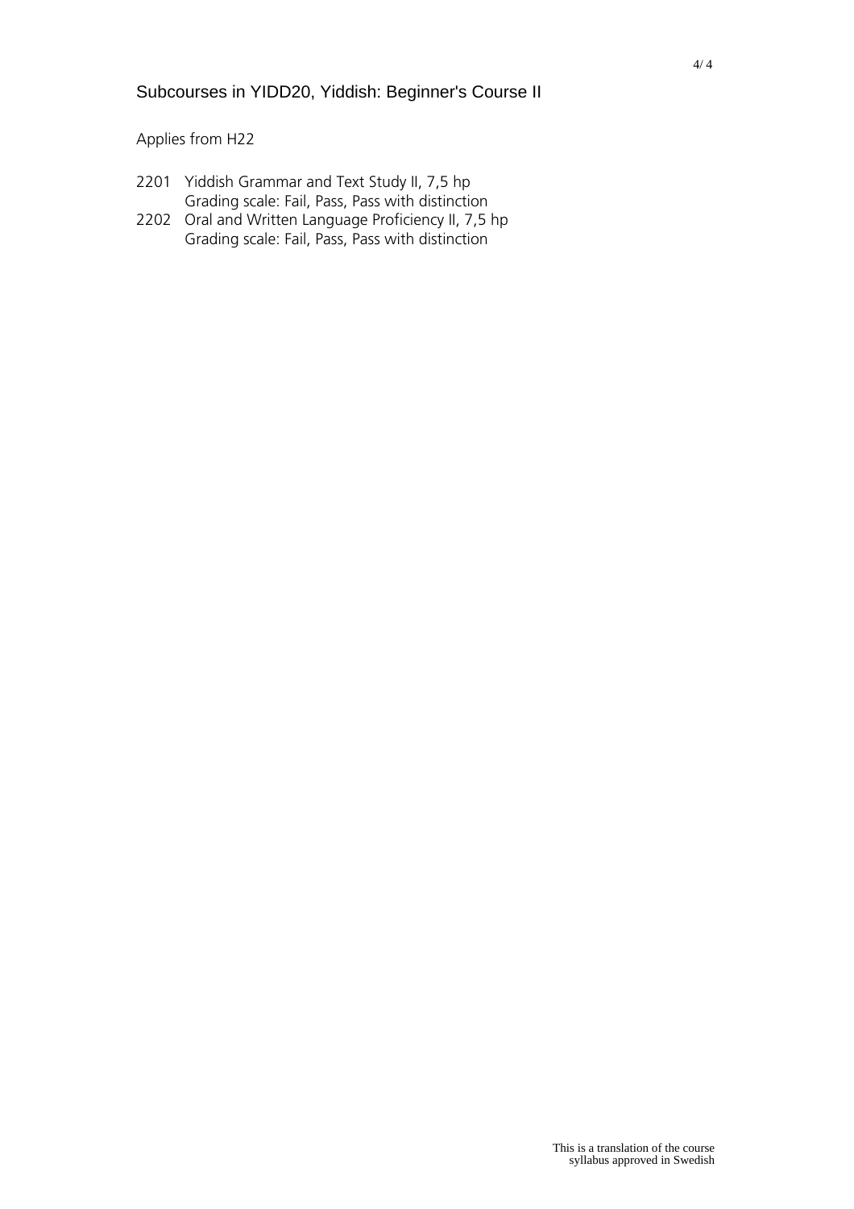## Subcourses in YIDD20, Yiddish: Beginner's Course II

Applies from H22

2201 Yiddish Grammar and Text Study II, 7,5 hp
Grading scale: Fail, Pass, Pass with distinction

2202 Oral and Written Language Proficiency II, 7,5 hp
Grading scale: Fail, Pass, Pass with distinction

This is a translation of the course syllabus approved in Swedish